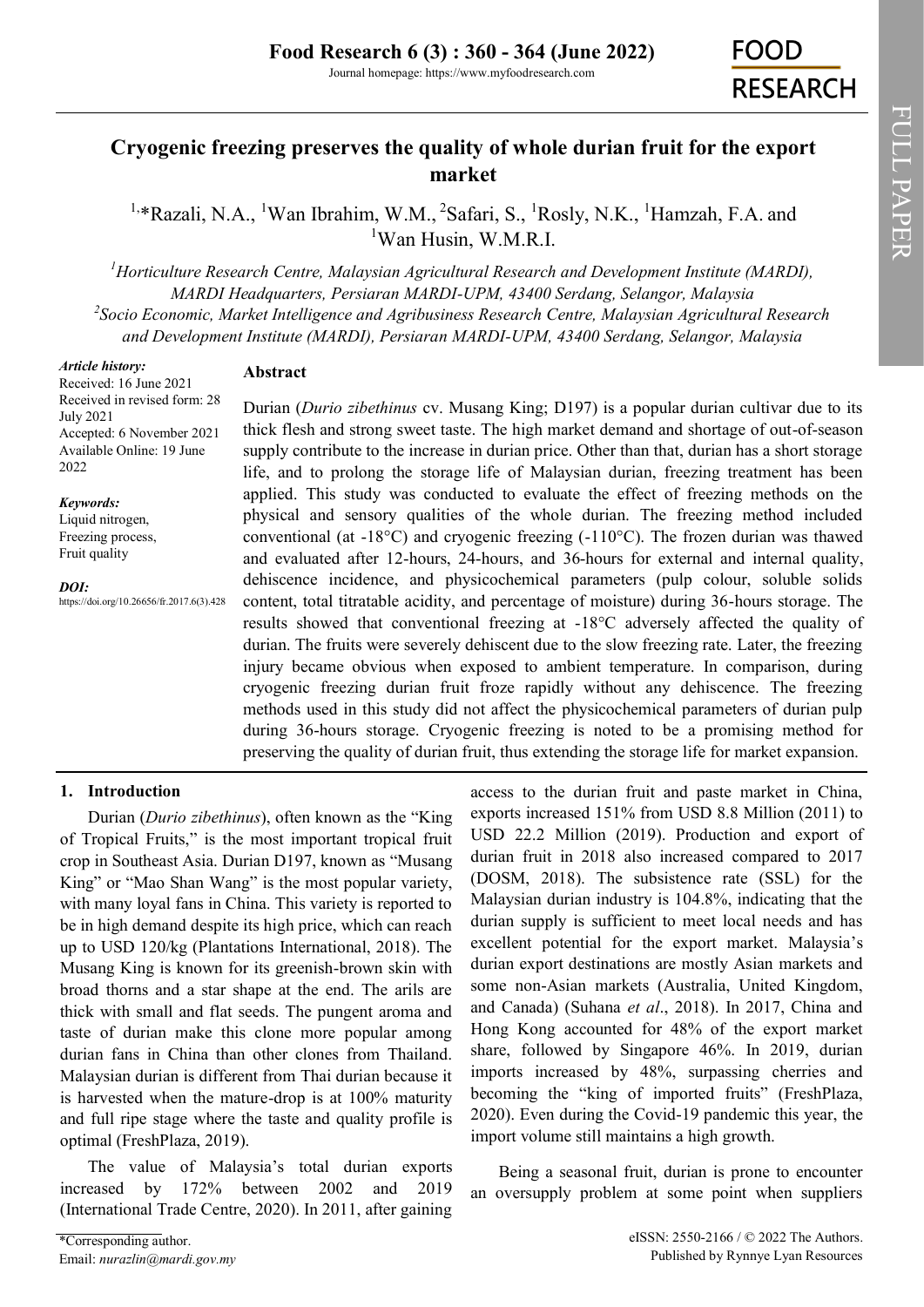# Cryogenic freezing preserves the quality of whole durian fruit for the export market

[1,*]Razali, N.A., [1]Wan Ibrahim, W.M., [2]Safari, S., [1]Rosly, N.K., [1]Hamzah, F.A. and [1]Wan Husin, W.M.R.I.

[1]*Horticulture Research Centre, Malaysian Agricultural Research and Development Institute (MARDI), MARDI Headquarters, Persiaran MARDI-UPM, 43400 Serdang, Selangor, Malaysia*

[2]*Socio Economic, Market Intelligence and Agribusiness Research Centre, Malaysian Agricultural Research and Development Institute (MARDI), Persiaran MARDI-UPM, 43400 Serdang, Selangor, Malaysia*

***Article history:***
Received: 16 June 2021
Received in revised form: 28 July 2021
Accepted: 6 November 2021
Available Online: 19 June 2022

***Keywords:***
Liquid nitrogen,
Freezing process,
Fruit quality

***DOI:***
https://doi.org/10.26656/fr.2017.6(3).428

## Abstract

Durian (*Durio zibethinus* cv. Musang King; D197) is a popular durian cultivar due to its thick flesh and strong sweet taste. The high market demand and shortage of out-of-season supply contribute to the increase in durian price. Other than that, durian has a short storage life, and to prolong the storage life of Malaysian durian, freezing treatment has been applied. This study was conducted to evaluate the effect of freezing methods on the physical and sensory qualities of the whole durian. The freezing method included conventional (at -18°C) and cryogenic freezing (-110°C). The frozen durian was thawed and evaluated after 12-hours, 24-hours, and 36-hours for external and internal quality, dehiscence incidence, and physicochemical parameters (pulp colour, soluble solids content, total titratable acidity, and percentage of moisture) during 36-hours storage. The results showed that conventional freezing at -18°C adversely affected the quality of durian. The fruits were severely dehiscent due to the slow freezing rate. Later, the freezing injury became obvious when exposed to ambient temperature. In comparison, during cryogenic freezing durian fruit froze rapidly without any dehiscence. The freezing methods used in this study did not affect the physicochemical parameters of durian pulp during 36-hours storage. Cryogenic freezing is noted to be a promising method for preserving the quality of durian fruit, thus extending the storage life for market expansion.

## 1. Introduction

Durian (*Durio zibethinus*), often known as the "King of Tropical Fruits," is the most important tropical fruit crop in Southeast Asia. Durian D197, known as "Musang King" or "Mao Shan Wang" is the most popular variety, with many loyal fans in China. This variety is reported to be in high demand despite its high price, which can reach up to USD 120/kg (Plantations International, 2018). The Musang King is known for its greenish-brown skin with broad thorns and a star shape at the end. The arils are thick with small and flat seeds. The pungent aroma and taste of durian make this clone more popular among durian fans in China than other clones from Thailand. Malaysian durian is different from Thai durian because it is harvested when the mature-drop is at 100% maturity and full ripe stage where the taste and quality profile is optimal (FreshPlaza, 2019).

The value of Malaysia's total durian exports increased by 172% between 2002 and 2019 (International Trade Centre, 2020). In 2011, after gaining access to the durian fruit and paste market in China, exports increased 151% from USD 8.8 Million (2011) to USD 22.2 Million (2019). Production and export of durian fruit in 2018 also increased compared to 2017 (DOSM, 2018). The subsistence rate (SSL) for the Malaysian durian industry is 104.8%, indicating that the durian supply is sufficient to meet local needs and has excellent potential for the export market. Malaysia's durian export destinations are mostly Asian markets and some non-Asian markets (Australia, United Kingdom, and Canada) (Suhana *et al*., 2018). In 2017, China and Hong Kong accounted for 48% of the export market share, followed by Singapore 46%. In 2019, durian imports increased by 48%, surpassing cherries and becoming the "king of imported fruits" (FreshPlaza, 2020). Even during the Covid-19 pandemic this year, the import volume still maintains a high growth.

Being a seasonal fruit, durian is prone to encounter an oversupply problem at some point when suppliers

*Corresponding author.
Email: *nurazlin@mardi.gov.my*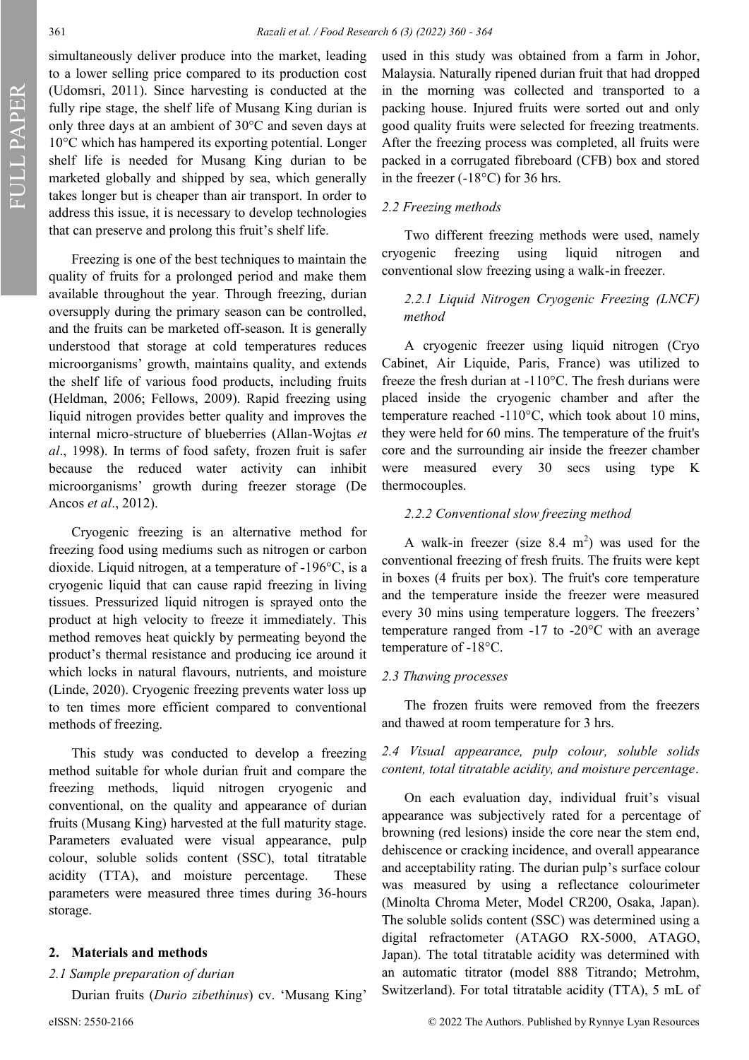simultaneously deliver produce into the market, leading to a lower selling price compared to its production cost (Udomsri, 2011). Since harvesting is conducted at the fully ripe stage, the shelf life of Musang King durian is only three days at an ambient of 30°C and seven days at 10°C which has hampered its exporting potential. Longer shelf life is needed for Musang King durian to be marketed globally and shipped by sea, which generally takes longer but is cheaper than air transport. In order to address this issue, it is necessary to develop technologies that can preserve and prolong this fruit's shelf life.

Freezing is one of the best techniques to maintain the quality of fruits for a prolonged period and make them available throughout the year. Through freezing, durian oversupply during the primary season can be controlled, and the fruits can be marketed off-season. It is generally understood that storage at cold temperatures reduces microorganisms' growth, maintains quality, and extends the shelf life of various food products, including fruits (Heldman, 2006; Fellows, 2009). Rapid freezing using liquid nitrogen provides better quality and improves the internal micro-structure of blueberries (Allan-Wojtas *et al*., 1998). In terms of food safety, frozen fruit is safer because the reduced water activity can inhibit microorganisms' growth during freezer storage (De Ancos *et al*., 2012).

Cryogenic freezing is an alternative method for freezing food using mediums such as nitrogen or carbon dioxide. Liquid nitrogen, at a temperature of -196°C, is a cryogenic liquid that can cause rapid freezing in living tissues. Pressurized liquid nitrogen is sprayed onto the product at high velocity to freeze it immediately. This method removes heat quickly by permeating beyond the product's thermal resistance and producing ice around it which locks in natural flavours, nutrients, and moisture (Linde, 2020). Cryogenic freezing prevents water loss up to ten times more efficient compared to conventional methods of freezing.

This study was conducted to develop a freezing method suitable for whole durian fruit and compare the freezing methods, liquid nitrogen cryogenic and conventional, on the quality and appearance of durian fruits (Musang King) harvested at the full maturity stage. Parameters evaluated were visual appearance, pulp colour, soluble solids content (SSC), total titratable acidity (TTA), and moisture percentage. These parameters were measured three times during 36-hours storage.

## 2. Materials and methods

### 2.1 Sample preparation of durian

Durian fruits (*Durio zibethinus*) cv. 'Musang King' used in this study was obtained from a farm in Johor, Malaysia. Naturally ripened durian fruit that had dropped in the morning was collected and transported to a packing house. Injured fruits were sorted out and only good quality fruits were selected for freezing treatments. After the freezing process was completed, all fruits were packed in a corrugated fibreboard (CFB) box and stored in the freezer (-18°C) for 36 hrs.

### 2.2 Freezing methods

Two different freezing methods were used, namely cryogenic freezing using liquid nitrogen and conventional slow freezing using a walk-in freezer.

#### 2.2.1 Liquid Nitrogen Cryogenic Freezing (LNCF) method

A cryogenic freezer using liquid nitrogen (Cryo Cabinet, Air Liquide, Paris, France) was utilized to freeze the fresh durian at -110°C. The fresh durians were placed inside the cryogenic chamber and after the temperature reached -110°C, which took about 10 mins, they were held for 60 mins. The temperature of the fruit's core and the surrounding air inside the freezer chamber were measured every 30 secs using type K thermocouples.

#### 2.2.2 Conventional slow freezing method

A walk-in freezer (size 8.4 $m^2$) was used for the conventional freezing of fresh fruits. The fruits were kept in boxes (4 fruits per box). The fruit's core temperature and the temperature inside the freezer were measured every 30 mins using temperature loggers. The freezers' temperature ranged from -17 to -20°C with an average temperature of -18°C.

### 2.3 Thawing processes

The frozen fruits were removed from the freezers and thawed at room temperature for 3 hrs.

### 2.4 Visual appearance, pulp colour, soluble solids content, total titratable acidity, and moisture percentage.

On each evaluation day, individual fruit's visual appearance was subjectively rated for a percentage of browning (red lesions) inside the core near the stem end, dehiscence or cracking incidence, and overall appearance and acceptability rating. The durian pulp's surface colour was measured by using a reflectance colourimeter (Minolta Chroma Meter, Model CR200, Osaka, Japan). The soluble solids content (SSC) was determined using a digital refractometer (ATAGO RX-5000, ATAGO, Japan). The total titratable acidity was determined with an automatic titrator (model 888 Titrando; Metrohm, Switzerland). For total titratable acidity (TTA), 5 mL of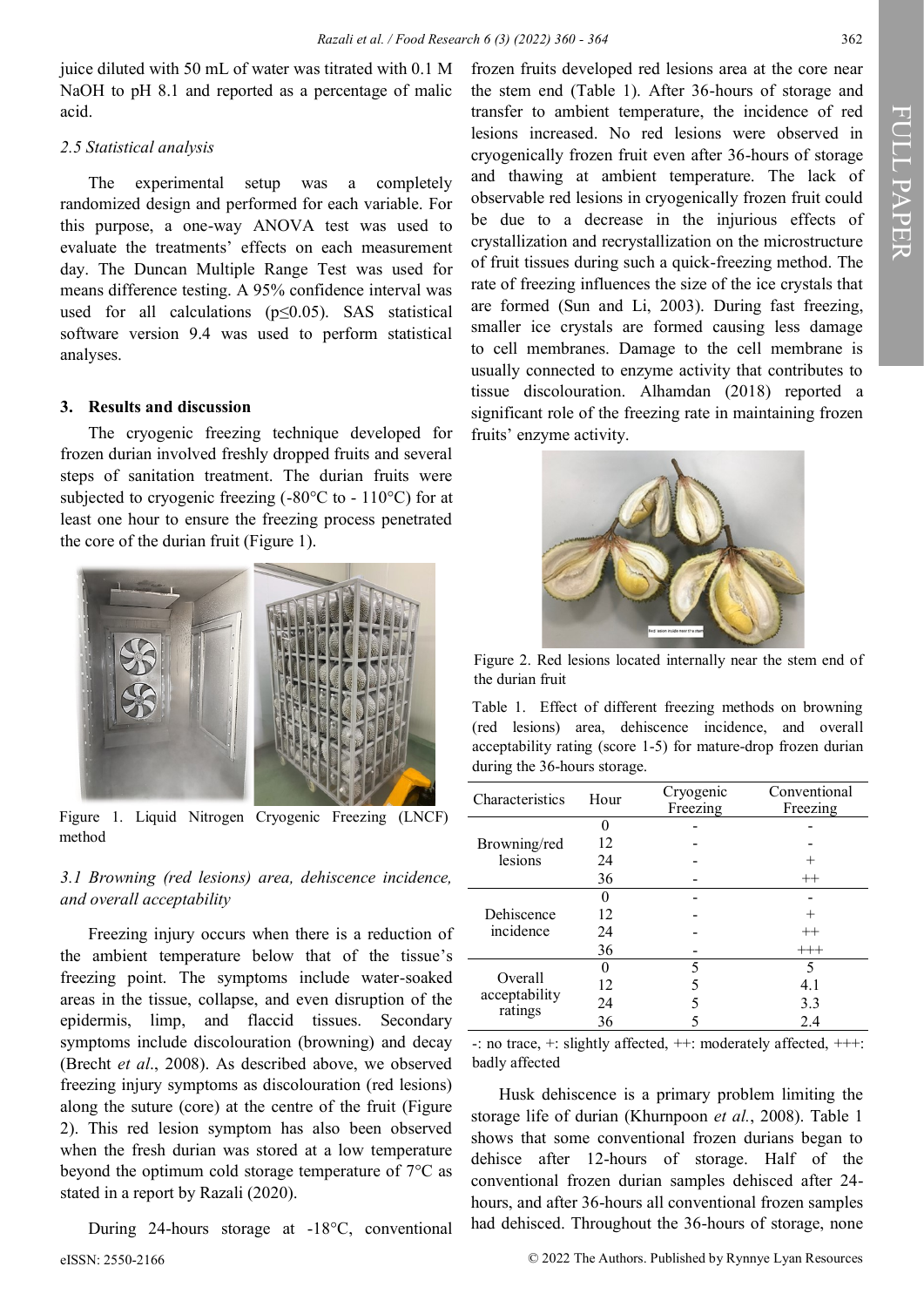juice diluted with 50 mL of water was titrated with 0.1 M NaOH to pH 8.1 and reported as a percentage of malic acid.

### *2.5 Statistical analysis*

The experimental setup was a completely randomized design and performed for each variable. For this purpose, a one-way ANOVA test was used to evaluate the treatments' effects on each measurement day. The Duncan Multiple Range Test was used for means difference testing. A 95% confidence interval was used for all calculations ($p \leq 0.05$). SAS statistical software version 9.4 was used to perform statistical analyses.

## 3. Results and discussion

The cryogenic freezing technique developed for frozen durian involved freshly dropped fruits and several steps of sanitation treatment. The durian fruits were subjected to cryogenic freezing (-80°C to - 110°C) for at least one hour to ensure the freezing process penetrated the core of the durian fruit (Figure 1).

Figure 1. Liquid Nitrogen Cryogenic Freezing (LNCF) method

### *3.1 Browning (red lesions) area, dehiscence incidence, and overall acceptability*

Freezing injury occurs when there is a reduction of the ambient temperature below that of the tissue's freezing point. The symptoms include water-soaked areas in the tissue, collapse, and even disruption of the epidermis, limp, and flaccid tissues. Secondary symptoms include discolouration (browning) and decay (Brecht *et al*., 2008). As described above, we observed freezing injury symptoms as discolouration (red lesions) along the suture (core) at the centre of the fruit (Figure 2). This red lesion symptom has also been observed when the fresh durian was stored at a low temperature beyond the optimum cold storage temperature of 7°C as stated in a report by Razali (2020).

During 24-hours storage at -18°C, conventional frozen fruits developed red lesions area at the core near the stem end (Table 1). After 36-hours of storage and transfer to ambient temperature, the incidence of red lesions increased. No red lesions were observed in cryogenically frozen fruit even after 36-hours of storage and thawing at ambient temperature. The lack of observable red lesions in cryogenically frozen fruit could be due to a decrease in the injurious effects of crystallization and recrystallization on the microstructure of fruit tissues during such a quick-freezing method. The rate of freezing influences the size of the ice crystals that are formed (Sun and Li, 2003). During fast freezing, smaller ice crystals are formed causing less damage to cell membranes. Damage to the cell membrane is usually connected to enzyme activity that contributes to tissue discolouration. Alhamdan (2018) reported a significant role of the freezing rate in maintaining frozen fruits' enzyme activity.

Figure 2. Red lesions located internally near the stem end of the durian fruit

Table 1. Effect of different freezing methods on browning (red lesions) area, dehiscence incidence, and overall acceptability rating (score 1-5) for mature-drop frozen durian during the 36-hours storage.

| Characteristics | Hour | Cryogenic Freezing | Conventional Freezing |
|---|---|---|---|
| Browning/red lesions | 0 | - | - |
| | 12 | - | - |
| | 24 | - | + |
| | 36 | - | ++ |
| Dehiscence incidence | 0 | - | - |
| | 12 | - | + |
| | 24 | - | ++ |
| | 36 | - | +++ |
| Overall acceptability ratings | 0 | 5 | 5 |
| | 12 | 5 | 4.1 |
| | 24 | 5 | 3.3 |
| | 36 | 5 | 2.4 |

-: no trace, +: slightly affected, ++: moderately affected, +++: badly affected

Husk dehiscence is a primary problem limiting the storage life of durian (Khurnpoon *et al.*, 2008). Table 1 shows that some conventional frozen durians began to dehisce after 12-hours of storage. Half of the conventional frozen durian samples dehisced after 24-hours, and after 36-hours all conventional frozen samples had dehisced. Throughout the 36-hours of storage, none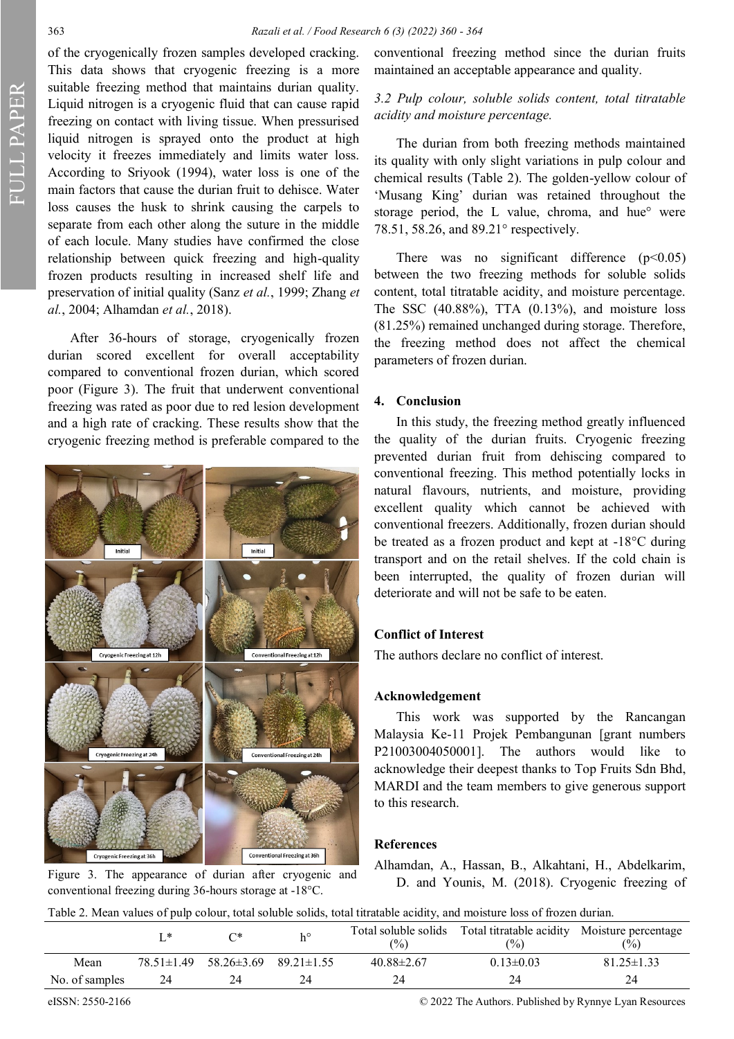of the cryogenically frozen samples developed cracking. This data shows that cryogenic freezing is a more suitable freezing method that maintains durian quality. Liquid nitrogen is a cryogenic fluid that can cause rapid freezing on contact with living tissue. When pressurised liquid nitrogen is sprayed onto the product at high velocity it freezes immediately and limits water loss. According to Sriyook (1994), water loss is one of the main factors that cause the durian fruit to dehisce. Water loss causes the husk to shrink causing the carpels to separate from each other along the suture in the middle of each locule. Many studies have confirmed the close relationship between quick freezing and high-quality frozen products resulting in increased shelf life and preservation of initial quality (Sanz *et al.*, 1999; Zhang *et al.*, 2004; Alhamdan *et al.*, 2018).

After 36-hours of storage, cryogenically frozen durian scored excellent for overall acceptability compared to conventional frozen durian, which scored poor (Figure 3). The fruit that underwent conventional freezing was rated as poor due to red lesion development and a high rate of cracking. These results show that the cryogenic freezing method is preferable compared to the conventional freezing method since the durian fruits maintained an acceptable appearance and quality.

Figure 3. The appearance of durian after cryogenic and conventional freezing during 36-hours storage at -18°C.

### *3.2 Pulp colour, soluble solids content, total titratable acidity and moisture percentage.*

The durian from both freezing methods maintained its quality with only slight variations in pulp colour and chemical results (Table 2). The golden-yellow colour of 'Musang King' durian was retained throughout the storage period, the L value, chroma, and hue° were 78.51, 58.26, and 89.21° respectively.

There was no significant difference ($p<0.05$) between the two freezing methods for soluble solids content, total titratable acidity, and moisture percentage. The SSC (40.88%), TTA (0.13%), and moisture loss (81.25%) remained unchanged during storage. Therefore, the freezing method does not affect the chemical parameters of frozen durian.

## 4. Conclusion

In this study, the freezing method greatly influenced the quality of the durian fruits. Cryogenic freezing prevented durian fruit from dehiscing compared to conventional freezing. This method potentially locks in natural flavours, nutrients, and moisture, providing excellent quality which cannot be achieved with conventional freezers. Additionally, frozen durian should be treated as a frozen product and kept at -18°C during transport and on the retail shelves. If the cold chain is been interrupted, the quality of frozen durian will deteriorate and will not be safe to be eaten.

## Conflict of Interest

The authors declare no conflict of interest.

## Acknowledgement

This work was supported by the Rancangan Malaysia Ke-11 Projek Pembangunan [grant numbers P21003004050001]. The authors would like to acknowledge their deepest thanks to Top Fruits Sdn Bhd, MARDI and the team members to give generous support to this research.

## References

Alhamdan, A., Hassan, B., Alkahtani, H., Abdelkarim, D. and Younis, M. (2018). Cryogenic freezing of

Table 2. Mean values of pulp colour, total soluble solids, total titratable acidity, and moisture loss of frozen durian.

| | L* | C* | h° | Total soluble solids (%) | Total titratable acidity (%) | Moisture percentage (%) |
|---|---|---|---|---|---|---|
| Mean | 78.51±1.49 | 58.26±3.69 | 89.21±1.55 | 40.88±2.67 | 0.13±0.03 | 81.25±1.33 |
| No. of samples | 24 | 24 | 24 | 24 | 24 | 24 |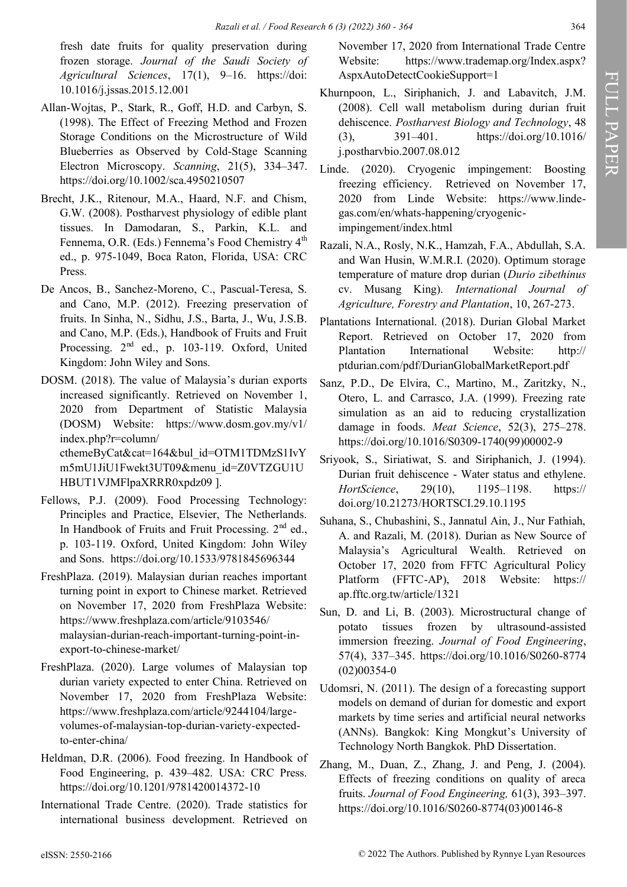fresh date fruits for quality preservation during frozen storage. *Journal of the Saudi Society of Agricultural Sciences*, 17(1), 9–16. https://doi: 10.1016/j.jssas.2015.12.001

Allan-Wojtas, P., Stark, R., Goff, H.D. and Carbyn, S. (1998). The Effect of Freezing Method and Frozen Storage Conditions on the Microstructure of Wild Blueberries as Observed by Cold-Stage Scanning Electron Microscopy. *Scanning*, 21(5), 334–347. https://doi.org/10.1002/sca.4950210507

Brecht, J.K., Ritenour, M.A., Haard, N.F. and Chism, G.W. (2008). Postharvest physiology of edible plant tissues. In Damodaran, S., Parkin, K.L. and Fennema, O.R. (Eds.) Fennema's Food Chemistry 4th ed., p. 975-1049, Boca Raton, Florida, USA: CRC Press.

De Ancos, B., Sanchez-Moreno, C., Pascual-Teresa, S. and Cano, M.P. (2012). Freezing preservation of fruits. In Sinha, N., Sidhu, J.S., Barta, J., Wu, J.S.B. and Cano, M.P. (Eds.), Handbook of Fruits and Fruit Processing. 2nd ed., p. 103-119. Oxford, United Kingdom: John Wiley and Sons.

DOSM. (2018). The value of Malaysia's durian exports increased significantly. Retrieved on November 1, 2020 from Department of Statistic Malaysia (DOSM) Website: https://www.dosm.gov.my/v1/index.php?r=column/cthemeByCat&cat=164&bul_id=OTM1TDMzS1IvYm5mU1JiU1Fwekt3UT09&menu_id=Z0VTZGU1UHBUT1VJMFlpaXRRR0xpdz09 ].

Fellows, P.J. (2009). Food Processing Technology: Principles and Practice, Elsevier, The Netherlands. In Handbook of Fruits and Fruit Processing. 2nd ed., p. 103-119. Oxford, United Kingdom: John Wiley and Sons. https://doi.org/10.1533/9781845696344

FreshPlaza. (2019). Malaysian durian reaches important turning point in export to Chinese market. Retrieved on November 17, 2020 from FreshPlaza Website: https://www.freshplaza.com/article/9103546/malaysian-durian-reach-important-turning-point-in-export-to-chinese-market/

FreshPlaza. (2020). Large volumes of Malaysian top durian variety expected to enter China. Retrieved on November 17, 2020 from FreshPlaza Website: https://www.freshplaza.com/article/9244104/large-volumes-of-malaysian-top-durian-variety-expected-to-enter-china/

Heldman, D.R. (2006). Food freezing. In Handbook of Food Engineering, p. 439–482. USA: CRC Press. https://doi.org/10.1201/9781420014372-10

International Trade Centre. (2020). Trade statistics for international business development. Retrieved on November 17, 2020 from International Trade Centre Website: https://www.trademap.org/Index.aspx?AspxAutoDetectCookieSupport=1

Khurnpoon, L., Siriphanich, J. and Labavitch, J.M. (2008). Cell wall metabolism during durian fruit dehiscence. *Postharvest Biology and Technology*, 48 (3), 391–401. https://doi.org/10.1016/j.postharvbio.2007.08.012

Linde. (2020). Cryogenic impingement: Boosting freezing efficiency. Retrieved on November 17, 2020 from Linde Website: https://www.linde-gas.com/en/whats-happening/cryogenic-impingement/index.html

Razali, N.A., Rosly, N.K., Hamzah, F.A., Abdullah, S.A. and Wan Husin, W.M.R.I. (2020). Optimum storage temperature of mature drop durian (*Durio zibethinus* cv. Musang King). *International Journal of Agriculture, Forestry and Plantation*, 10, 267-273.

Plantations International. (2018). Durian Global Market Report. Retrieved on October 17, 2020 from Plantation International Website: http://ptdurian.com/pdf/DurianGlobalMarketReport.pdf

Sanz, P.D., De Elvira, C., Martino, M., Zaritzky, N., Otero, L. and Carrasco, J.A. (1999). Freezing rate simulation as an aid to reducing crystallization damage in foods. *Meat Science*, 52(3), 275–278. https://doi.org/10.1016/S0309-1740(99)00002-9

Sriyook, S., Siriatiwat, S. and Siriphanich, J. (1994). Durian fruit dehiscence - Water status and ethylene. *HortScience*, 29(10), 1195–1198. https://doi.org/10.21273/HORTSCI.29.10.1195

Suhana, S., Chubashini, S., Jannatul Ain, J., Nur Fathiah, A. and Razali, M. (2018). Durian as New Source of Malaysia's Agricultural Wealth. Retrieved on October 17, 2020 from FFTC Agricultural Policy Platform (FFTC-AP), 2018 Website: https://ap.fftc.org.tw/article/1321

Sun, D. and Li, B. (2003). Microstructural change of potato tissues frozen by ultrasound-assisted immersion freezing. *Journal of Food Engineering*, 57(4), 337–345. https://doi.org/10.1016/S0260-8774(02)00354-0

Udomsri, N. (2011). The design of a forecasting support models on demand of durian for domestic and export markets by time series and artificial neural networks (ANNs). Bangkok: King Mongkut's University of Technology North Bangkok. PhD Dissertation.

Zhang, M., Duan, Z., Zhang, J. and Peng, J. (2004). Effects of freezing conditions on quality of areca fruits. *Journal of Food Engineering,* 61(3), 393–397. https://doi.org/10.1016/S0260-8774(03)00146-8